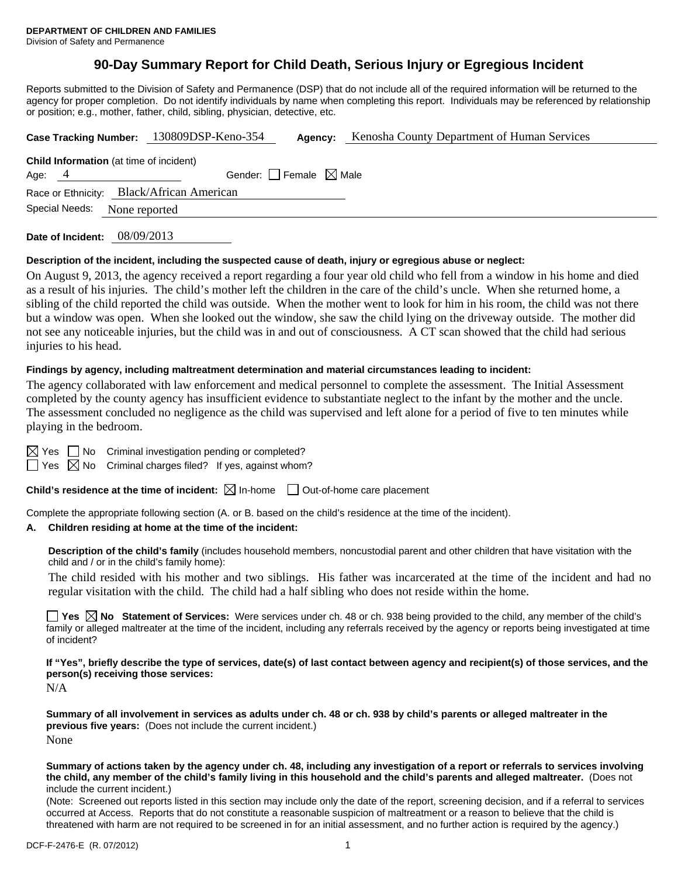**DEPARTMENT OF CHILDREN AND FAMILIES**
Division of Safety and Permanence

# 90-Day Summary Report for Child Death, Serious Injury or Egregious Incident

Reports submitted to the Division of Safety and Permanence (DSP) that do not include all of the required information will be returned to the agency for proper completion. Do not identify individuals by name when completing this report. Individuals may be referenced by relationship or position; e.g., mother, father, child, sibling, physician, detective, etc.

**Case Tracking Number:** 130809DSP-Keno-354 **Agency:** Kenosha County Department of Human Services

**Child Information** (at time of incident)
Age: 4 Gender: ☐ Female ☒ Male
Race or Ethnicity: Black/African American
Special Needs: None reported

**Date of Incident:** 08/09/2013

**Description of the incident, including the suspected cause of death, injury or egregious abuse or neglect:**

On August 9, 2013, the agency received a report regarding a four year old child who fell from a window in his home and died as a result of his injuries. The child's mother left the children in the care of the child's uncle. When she returned home, a sibling of the child reported the child was outside. When the mother went to look for him in his room, the child was not there but a window was open. When she looked out the window, she saw the child lying on the driveway outside. The mother did not see any noticeable injuries, but the child was in and out of consciousness. A CT scan showed that the child had serious injuries to his head.

**Findings by agency, including maltreatment determination and material circumstances leading to incident:**

The agency collaborated with law enforcement and medical personnel to complete the assessment. The Initial Assessment completed by the county agency has insufficient evidence to substantiate neglect to the infant by the mother and the uncle. The assessment concluded no negligence as the child was supervised and left alone for a period of five to ten minutes while playing in the bedroom.

☒ Yes ☐ No Criminal investigation pending or completed?
☐ Yes ☒ No Criminal charges filed? If yes, against whom?

**Child's residence at the time of incident:** ☒ In-home ☐ Out-of-home care placement

Complete the appropriate following section (A. or B. based on the child's residence at the time of the incident).

**A. Children residing at home at the time of the incident:**

**Description of the child's family** (includes household members, noncustodial parent and other children that have visitation with the child and / or in the child's family home):

The child resided with his mother and two siblings. His father was incarcerated at the time of the incident and had no regular visitation with the child. The child had a half sibling who does not reside within the home.

☐ **Yes** ☒ **No Statement of Services:** Were services under ch. 48 or ch. 938 being provided to the child, any member of the child's family or alleged maltreater at the time of the incident, including any referrals received by the agency or reports being investigated at time of incident?

**If "Yes", briefly describe the type of services, date(s) of last contact between agency and recipient(s) of those services, and the person(s) receiving those services:**
N/A

**Summary of all involvement in services as adults under ch. 48 or ch. 938 by child's parents or alleged maltreater in the previous five years:** (Does not include the current incident.)
None

**Summary of actions taken by the agency under ch. 48, including any investigation of a report or referrals to services involving the child, any member of the child's family living in this household and the child's parents and alleged maltreater.** (Does not include the current incident.)
(Note: Screened out reports listed in this section may include only the date of the report, screening decision, and if a referral to services occurred at Access. Reports that do not constitute a reasonable suspicion of maltreatment or a reason to believe that the child is threatened with harm are not required to be screened in for an initial assessment, and no further action is required by the agency.)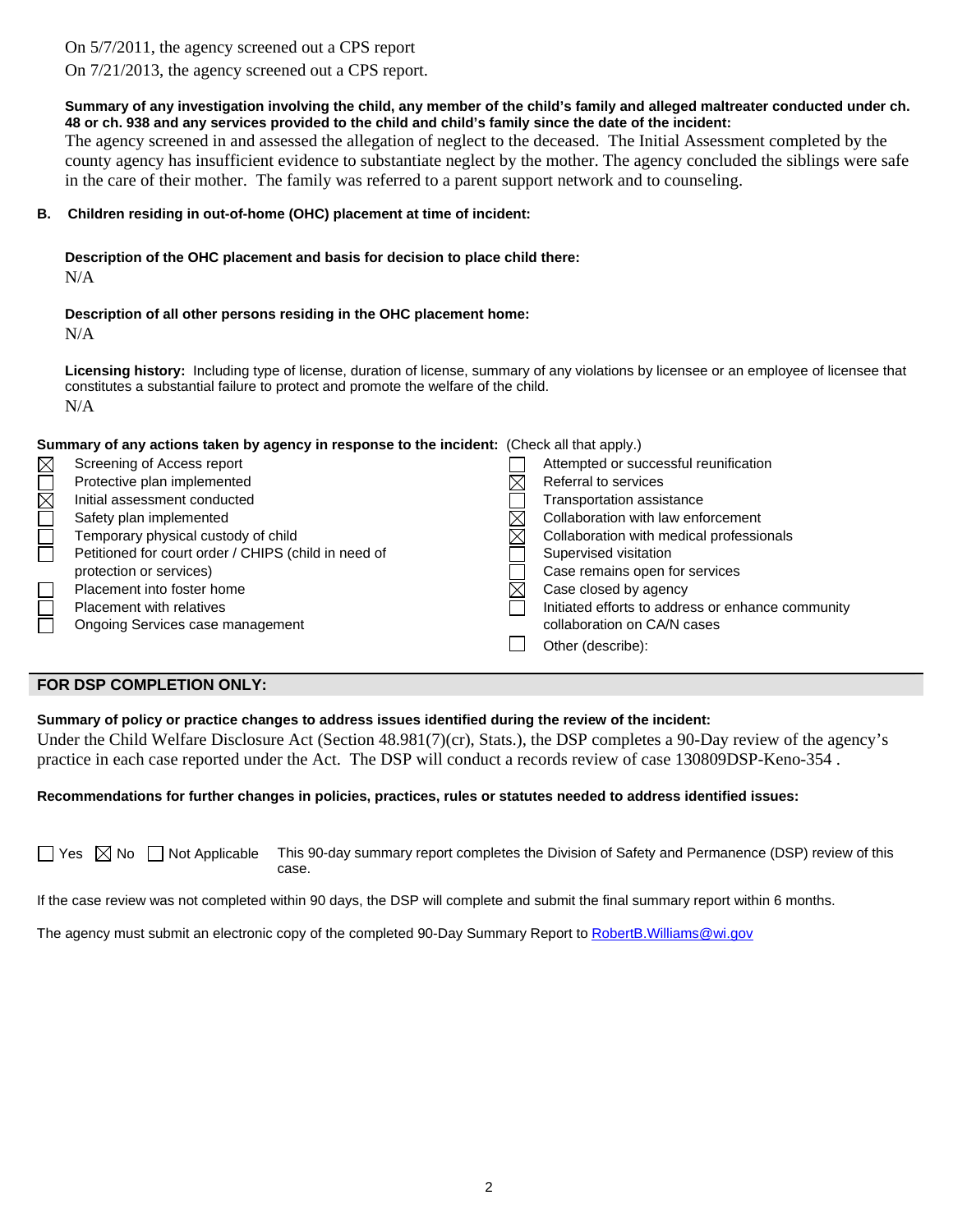On 5/7/2011, the agency screened out a CPS report

On 7/21/2013, the agency screened out a CPS report.

**Summary of any investigation involving the child, any member of the child's family and alleged maltreater conducted under ch. 48 or ch. 938 and any services provided to the child and child's family since the date of the incident:**

The agency screened in and assessed the allegation of neglect to the deceased. The Initial Assessment completed by the county agency has insufficient evidence to substantiate neglect by the mother. The agency concluded the siblings were safe in the care of their mother. The family was referred to a parent support network and to counseling.

**B. Children residing in out-of-home (OHC) placement at time of incident:**

**Description of the OHC placement and basis for decision to place child there:**

N/A

**Description of all other persons residing in the OHC placement home:**

N/A

**Licensing history:** Including type of license, duration of license, summary of any violations by licensee or an employee of licensee that constitutes a substantial failure to protect and promote the welfare of the child.

N/A

**Summary of any actions taken by agency in response to the incident:** (Check all that apply.)

- ☒ Screening of Access report
- ☐ Protective plan implemented
- ☒ Initial assessment conducted
- ☐ Safety plan implemented
- ☐ Temporary physical custody of child
- ☐ Petitioned for court order / CHIPS (child in need of protection or services)
- ☐ Placement into foster home
- ☐ Placement with relatives
- ☐ Ongoing Services case management
- ☐ Attempted or successful reunification
- ☒ Referral to services
- ☐ Transportation assistance
- ☒ Collaboration with law enforcement
- ☒ Collaboration with medical professionals
- ☐ Supervised visitation
- ☐ Case remains open for services
- ☒ Case closed by agency
- ☐ Initiated efforts to address or enhance community collaboration on CA/N cases
- ☐ Other (describe):

## FOR DSP COMPLETION ONLY:

**Summary of policy or practice changes to address issues identified during the review of the incident:**

Under the Child Welfare Disclosure Act (Section 48.981(7)(cr), Stats.), the DSP completes a 90-Day review of the agency's practice in each case reported under the Act. The DSP will conduct a records review of case 130809DSP-Keno-354 .

**Recommendations for further changes in policies, practices, rules or statutes needed to address identified issues:**

☐ Yes ☒ No ☐ Not Applicable This 90-day summary report completes the Division of Safety and Permanence (DSP) review of this case.

If the case review was not completed within 90 days, the DSP will complete and submit the final summary report within 6 months.

The agency must submit an electronic copy of the completed 90-Day Summary Report to RobertB.Williams@wi.gov